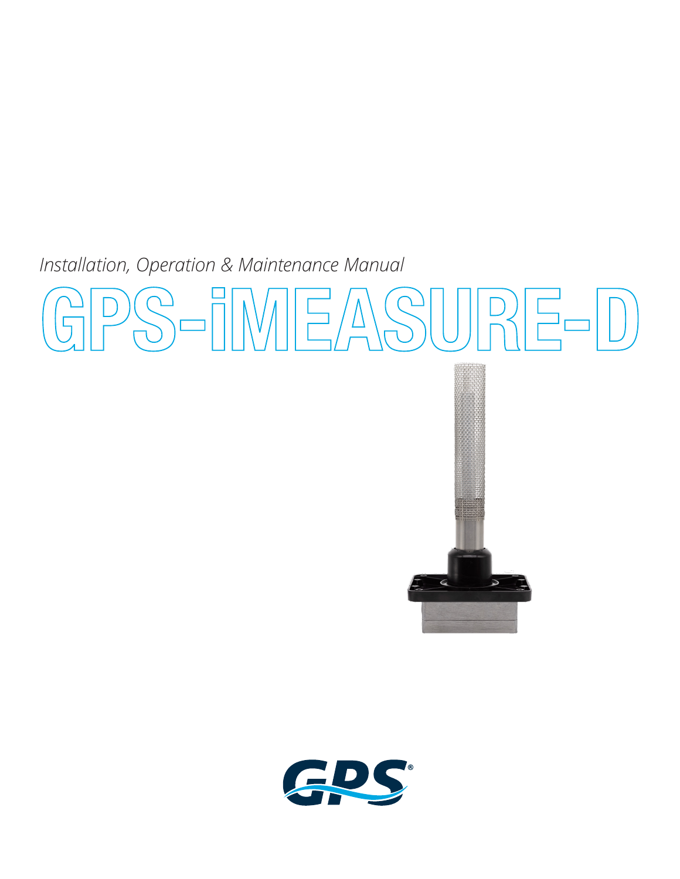*Installation, Operation & Maintenance Manual*

# GPS-iMEASURE-D

GPS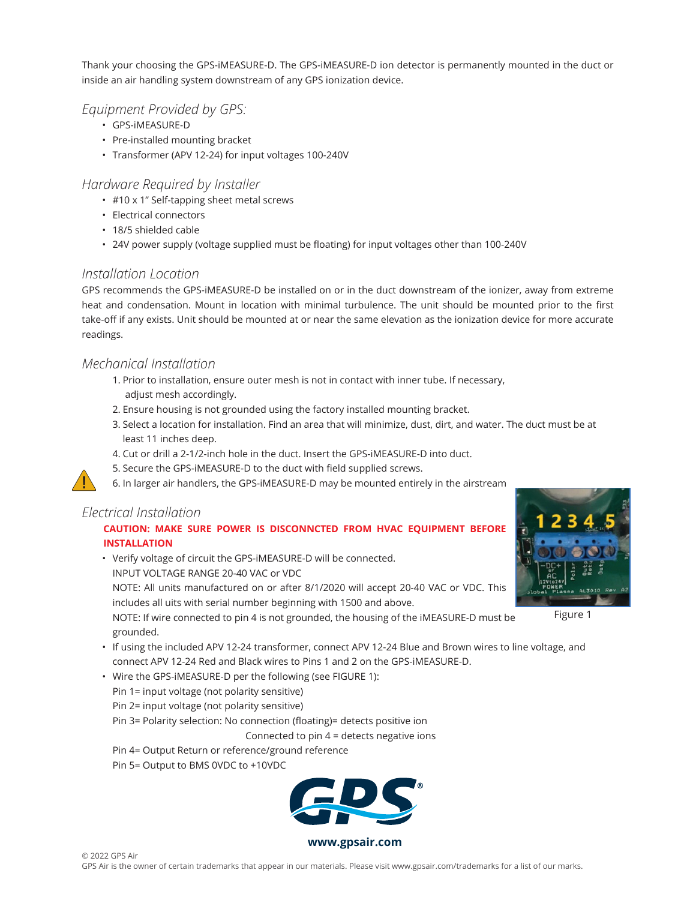Thank your choosing the GPS-iMEASURE-D. The GPS-iMEASURE-D ion detector is permanently mounted in the duct or inside an air handling system downstream of any GPS ionization device.

## *Equipment Provided by GPS:*

- GPS-iMEASURE-D
- Pre-installed mounting bracket
- Transformer (APV 12-24) for input voltages 100-240V

## *Hardware Required by Installer*

- #10 x 1" Self-tapping sheet metal screws
- Electrical connectors
- 18/5 shielded cable
- 24V power supply (voltage supplied must be floating) for input voltages other than 100-240V

## *Installation Location*

GPS recommends the GPS-iMEASURE-D be installed on or in the duct downstream of the ionizer, away from extreme heat and condensation. Mount in location with minimal turbulence. The unit should be mounted prior to the first take-off if any exists. Unit should be mounted at or near the same elevation as the ionization device for more accurate readings.

## *Mechanical Installation*

1. Prior to installation, ensure outer mesh is not in contact with inner tube. If necessary, adjust mesh accordingly.
2. Ensure housing is not grounded using the factory installed mounting bracket.
3. Select a location for installation. Find an area that will minimize, dust, dirt, and water. The duct must be at least 11 inches deep.
4. Cut or drill a 2-1/2-inch hole in the duct. Insert the GPS-iMEASURE-D into duct.
5. Secure the GPS-iMEASURE-D to the duct with field supplied screws.
6. In larger air handlers, the GPS-iMEASURE-D may be mounted entirely in the airstream

## *Electrical Installation*

**CAUTION: MAKE SURE POWER IS DISCONNCTED FROM HVAC EQUIPMENT BEFORE INSTALLATION**

- Verify voltage of circuit the GPS-iMEASURE-D will be connected.
  INPUT VOLTAGE RANGE 20-40 VAC or VDC
  NOTE: All units manufactured on or after 8/1/2020 will accept 20-40 VAC or VDC. This includes all uits with serial number beginning with 1500 and above.
  NOTE: If wire connected to pin 4 is not grounded, the housing of the iMEASURE-D must be grounded.
- If using the included APV 12-24 transformer, connect APV 12-24 Blue and Brown wires to line voltage, and connect APV 12-24 Red and Black wires to Pins 1 and 2 on the GPS-iMEASURE-D.
- Wire the GPS-iMEASURE-D per the following (see FIGURE 1):
  Pin 1= input voltage (not polarity sensitive)
  Pin 2= input voltage (not polarity sensitive)
  Pin 3= Polarity selection: No connection (floating)= detects positive ion
  Connected to pin 4 = detects negative ions
  Pin 4= Output Return or reference/ground reference
  Pin 5= Output to BMS 0VDC to +10VDC

Figure 1

**www.gpsair.com**

© 2022 GPS Air
GPS Air is the owner of certain trademarks that appear in our materials. Please visit www.gpsair.com/trademarks for a list of our marks.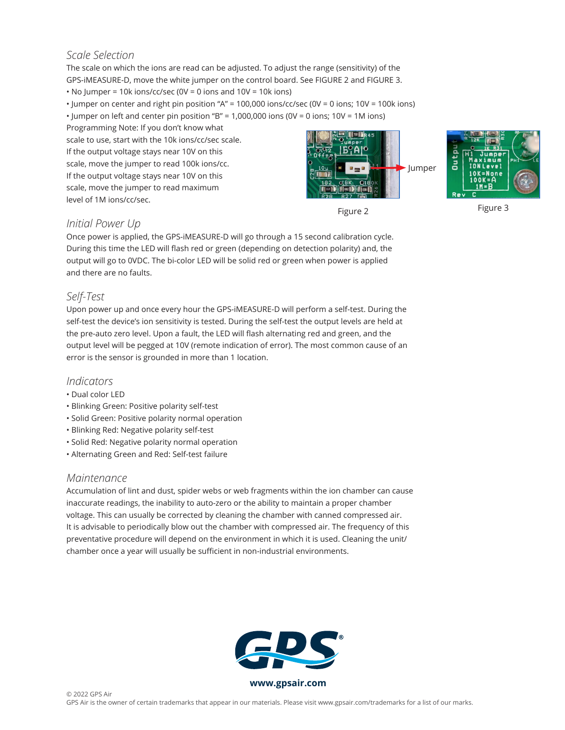## Scale Selection

The scale on which the ions are read can be adjusted. To adjust the range (sensitivity) of the GPS-iMEASURE-D, move the white jumper on the control board. See FIGURE 2 and FIGURE 3.

- No Jumper = 10k ions/cc/sec (0V = 0 ions and 10V = 10k ions)
- Jumper on center and right pin position "A" = 100,000 ions/cc/sec (0V = 0 ions; 10V = 100k ions)
- Jumper on left and center pin position "B" = 1,000,000 ions (0V = 0 ions; 10V = 1M ions)

Programming Note: If you don't know what scale to use, start with the 10k ions/cc/sec scale. If the output voltage stays near 10V on this scale, move the jumper to read 100k ions/cc. If the output voltage stays near 10V on this scale, move the jumper to read maximum level of 1M ions/cc/sec.

Jumper

Figure 2

Figure 3

## Initial Power Up

Once power is applied, the GPS-iMEASURE-D will go through a 15 second calibration cycle. During this time the LED will flash red or green (depending on detection polarity) and, the output will go to 0VDC. The bi-color LED will be solid red or green when power is applied and there are no faults.

## Self-Test

Upon power up and once every hour the GPS-iMEASURE-D will perform a self-test. During the self-test the device's ion sensitivity is tested. During the self-test the output levels are held at the pre-auto zero level. Upon a fault, the LED will flash alternating red and green, and the output level will be pegged at 10V (remote indication of error). The most common cause of an error is the sensor is grounded in more than 1 location.

## Indicators

- Dual color LED
- Blinking Green: Positive polarity self-test
- Solid Green: Positive polarity normal operation
- Blinking Red: Negative polarity self-test
- Solid Red: Negative polarity normal operation
- Alternating Green and Red: Self-test failure

## Maintenance

Accumulation of lint and dust, spider webs or web fragments within the ion chamber can cause inaccurate readings, the inability to auto-zero or the ability to maintain a proper chamber voltage. This can usually be corrected by cleaning the chamber with canned compressed air. It is advisable to periodically blow out the chamber with compressed air. The frequency of this preventative procedure will depend on the environment in which it is used. Cleaning the unit/chamber once a year will usually be sufficient in non-industrial environments.

www.gpsair.com

© 2022 GPS Air
GPS Air is the owner of certain trademarks that appear in our materials. Please visit www.gpsair.com/trademarks for a list of our marks.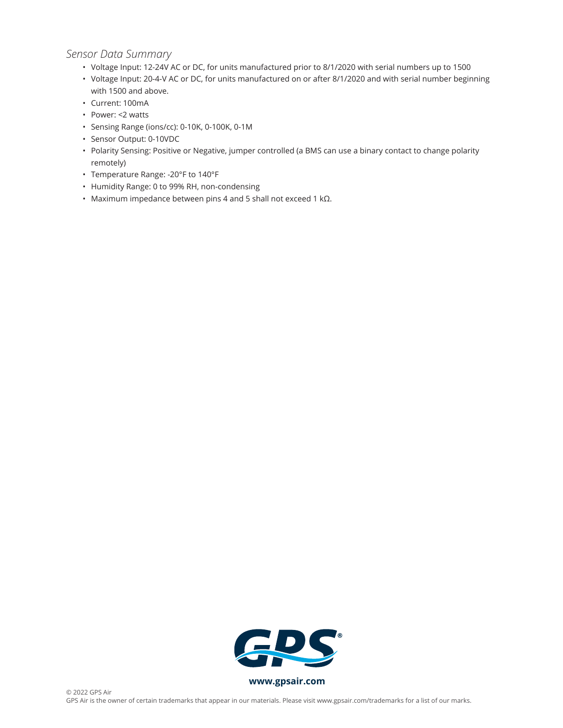*Sensor Data Summary*

- Voltage Input: 12-24V AC or DC, for units manufactured prior to 8/1/2020 with serial numbers up to 1500
- Voltage Input: 20-4-V AC or DC, for units manufactured on or after 8/1/2020 and with serial number beginning with 1500 and above.
- Current: 100mA
- Power: <2 watts
- Sensing Range (ions/cc): 0-10K, 0-100K, 0-1M
- Sensor Output: 0-10VDC
- Polarity Sensing: Positive or Negative, jumper controlled (a BMS can use a binary contact to change polarity remotely)
- Temperature Range: -20°F to 140°F
- Humidity Range: 0 to 99% RH, non-condensing
- Maximum impedance between pins 4 and 5 shall not exceed 1 kΩ.

**www.gpsair.com**

© 2022 GPS Air

GPS Air is the owner of certain trademarks that appear in our materials. Please visit www.gpsair.com/trademarks for a list of our marks.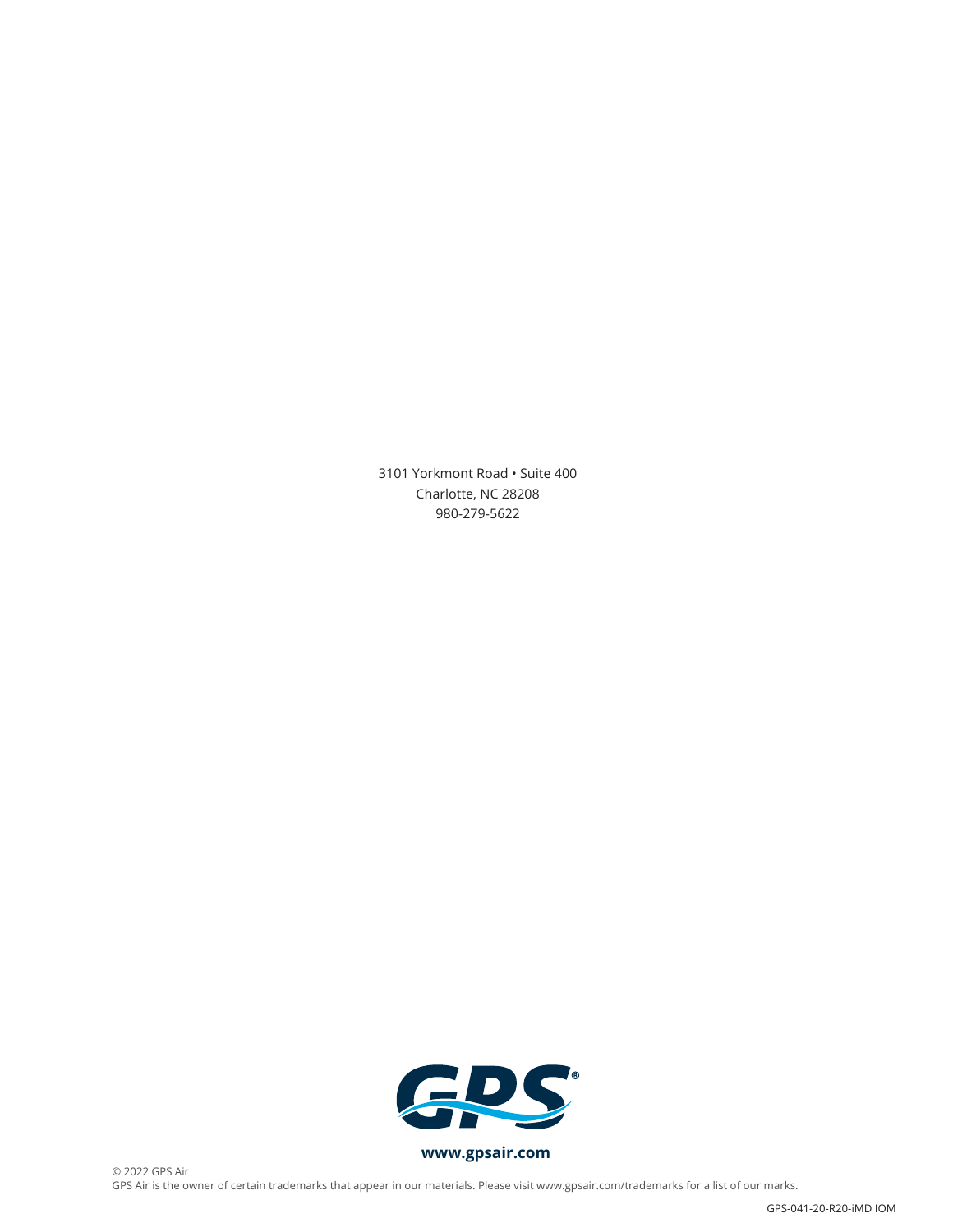3101 Yorkmont Road • Suite 400
Charlotte, NC 28208
980-279-5622

**www.gpsair.com**

© 2022 GPS Air
GPS Air is the owner of certain trademarks that appear in our materials. Please visit www.gpsair.com/trademarks for a list of our marks.

GPS-041-20-R20-iMD IOM